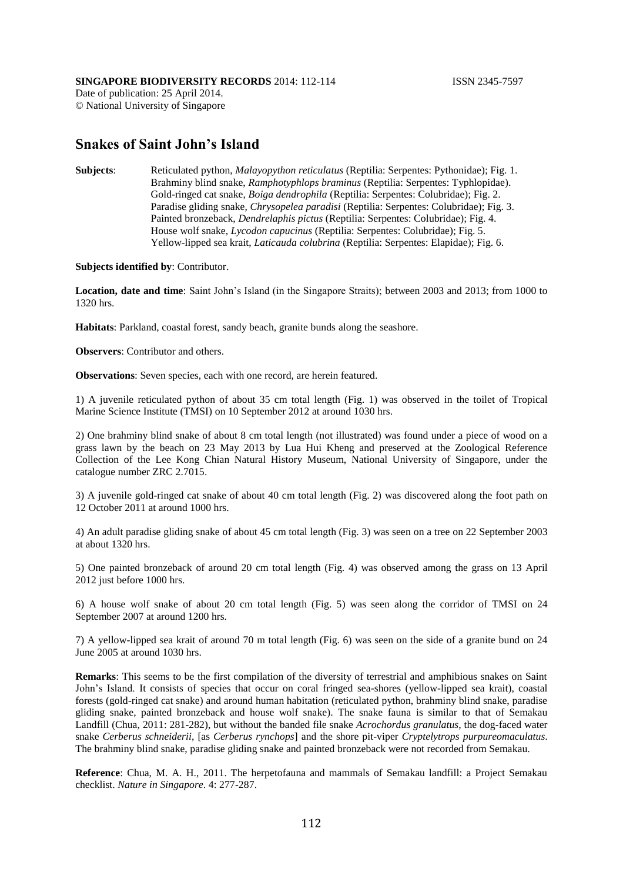**SINGAPORE BIODIVERSITY RECORDS** 2014: 112-114 ISSN 2345-7597
Date of publication: 25 April 2014.
© National University of Singapore

# Snakes of Saint John's Island

**Subjects**: Reticulated python, *Malayopython reticulatus* (Reptilia: Serpentes: Pythonidae); Fig. 1.
Brahminy blind snake, *Ramphotyphlops braminus* (Reptilia: Serpentes: Typhlopidae).
Gold-ringed cat snake, *Boiga dendrophila* (Reptilia: Serpentes: Colubridae); Fig. 2.
Paradise gliding snake, *Chrysopelea paradisi* (Reptilia: Serpentes: Colubridae); Fig. 3.
Painted bronzeback, *Dendrelaphis pictus* (Reptilia: Serpentes: Colubridae); Fig. 4.
House wolf snake, *Lycodon capucinus* (Reptilia: Serpentes: Colubridae); Fig. 5.
Yellow-lipped sea krait, *Laticauda colubrina* (Reptilia: Serpentes: Elapidae); Fig. 6.

**Subjects identified by**: Contributor.

**Location, date and time**: Saint John's Island (in the Singapore Straits); between 2003 and 2013; from 1000 to 1320 hrs.

**Habitats**: Parkland, coastal forest, sandy beach, granite bunds along the seashore.

**Observers**: Contributor and others.

**Observations**: Seven species, each with one record, are herein featured.

1) A juvenile reticulated python of about 35 cm total length (Fig. 1) was observed in the toilet of Tropical Marine Science Institute (TMSI) on 10 September 2012 at around 1030 hrs.

2) One brahminy blind snake of about 8 cm total length (not illustrated) was found under a piece of wood on a grass lawn by the beach on 23 May 2013 by Lua Hui Kheng and preserved at the Zoological Reference Collection of the Lee Kong Chian Natural History Museum, National University of Singapore, under the catalogue number ZRC 2.7015.

3) A juvenile gold-ringed cat snake of about 40 cm total length (Fig. 2) was discovered along the foot path on 12 October 2011 at around 1000 hrs.

4) An adult paradise gliding snake of about 45 cm total length (Fig. 3) was seen on a tree on 22 September 2003 at about 1320 hrs.

5) One painted bronzeback of around 20 cm total length (Fig. 4) was observed among the grass on 13 April 2012 just before 1000 hrs.

6) A house wolf snake of about 20 cm total length (Fig. 5) was seen along the corridor of TMSI on 24 September 2007 at around 1200 hrs.

7) A yellow-lipped sea krait of around 70 m total length (Fig. 6) was seen on the side of a granite bund on 24 June 2005 at around 1030 hrs.

**Remarks**: This seems to be the first compilation of the diversity of terrestrial and amphibious snakes on Saint John's Island. It consists of species that occur on coral fringed sea-shores (yellow-lipped sea krait), coastal forests (gold-ringed cat snake) and around human habitation (reticulated python, brahminy blind snake, paradise gliding snake, painted bronzeback and house wolf snake). The snake fauna is similar to that of Semakau Landfill (Chua, 2011: 281-282), but without the banded file snake *Acrochordus granulatus*, the dog-faced water snake *Cerberus schneiderii*, [as *Cerberus rynchops*] and the shore pit-viper *Cryptelytrops purpureomaculatus*. The brahminy blind snake, paradise gliding snake and painted bronzeback were not recorded from Semakau.

**Reference**: Chua, M. A. H., 2011. The herpetofauna and mammals of Semakau landfill: a Project Semakau checklist. *Nature in Singapore*. 4: 277-287.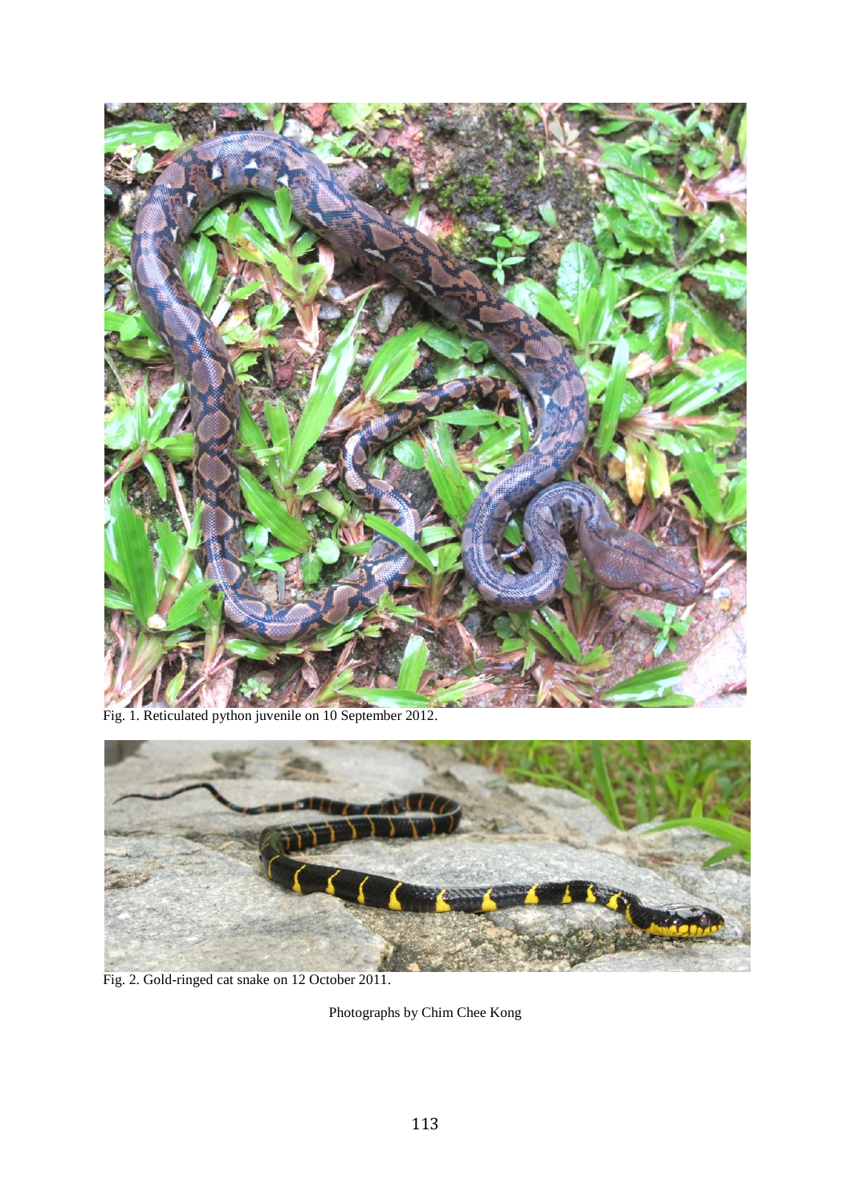Fig. 1. Reticulated python juvenile on 10 September 2012.

Fig. 2. Gold-ringed cat snake on 12 October 2011.

Photographs by Chim Chee Kong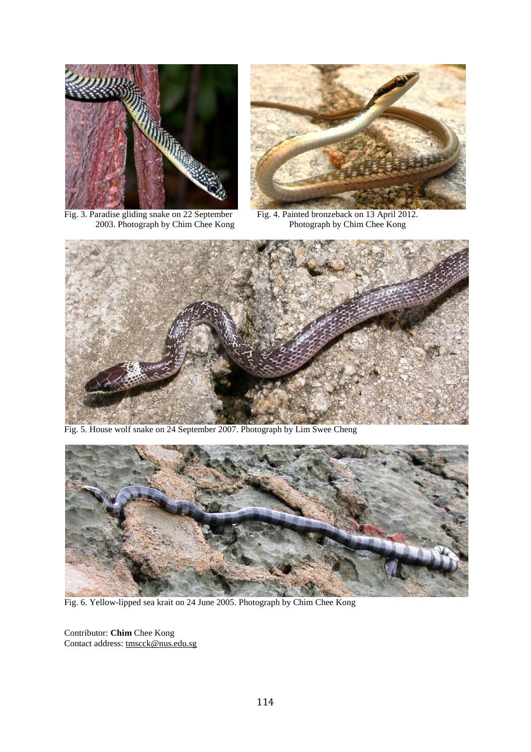Fig. 3. Paradise gliding snake on 22 September 2003. Photograph by Chim Chee Kong

Fig. 4. Painted bronzeback on 13 April 2012. Photograph by Chim Chee Kong

Fig. 5. House wolf snake on 24 September 2007. Photograph by Lim Swee Cheng

Fig. 6. Yellow-lipped sea krait on 24 June 2005. Photograph by Chim Chee Kong

Contributor: **Chim** Chee Kong
Contact address: tmscck@nus.edu.sg